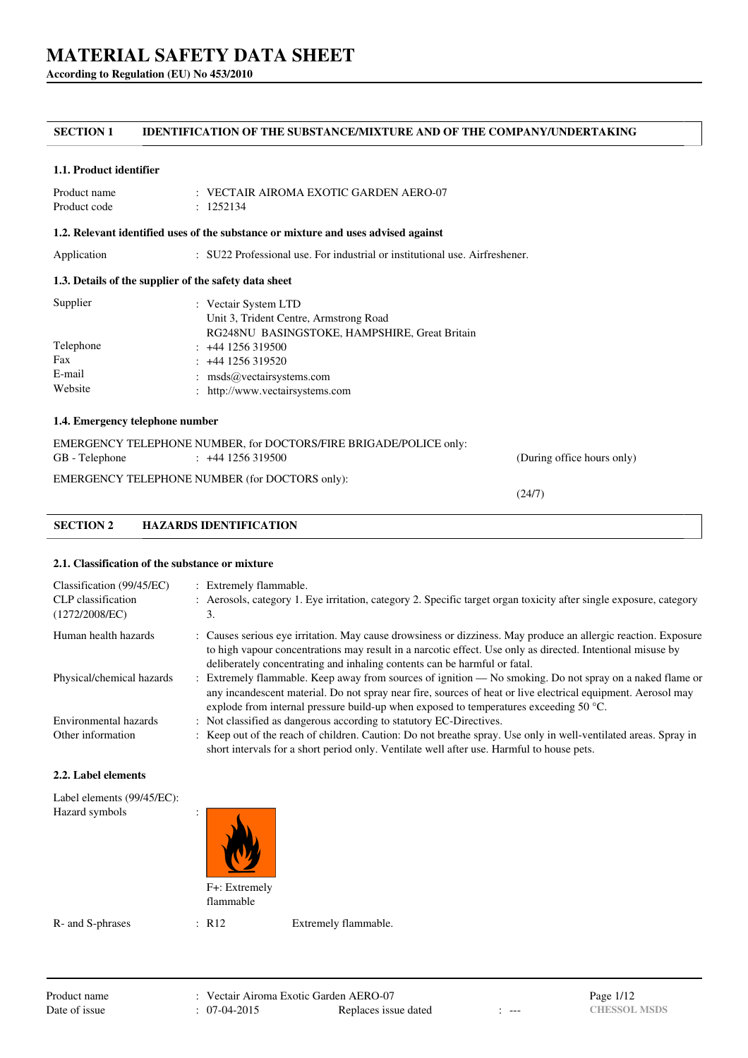# MATERIAL SAFETY DATA SHEET

**According to Regulation (EU) No 453/2010**

## SECTION 1 IDENTIFICATION OF THE SUBSTANCE/MIXTURE AND OF THE COMPANY/UNDERTAKING

### 1.1. Product identifier

| | |
|---|---|
| Product name | : VECTAIR AIROMA EXOTIC GARDEN AERO-07 |
| Product code | : 1252134 |

### 1.2. Relevant identified uses of the substance or mixture and uses advised against

| | |
|---|---|
| Application | : SU22 Professional use. For industrial or institutional use. Airfreshener. |

### 1.3. Details of the supplier of the safety data sheet

| | |
|---|---|
| Supplier | : Vectair System LTD<br>Unit 3, Trident Centre, Armstrong Road<br>RG248NU BASINGSTOKE, HAMPSHIRE, Great Britain |
| Telephone | : +44 1256 319500 |
| Fax | : +44 1256 319520 |
| E-mail | : msds@vectairsystems.com |
| Website | : http://www.vectairsystems.com |

### 1.4. Emergency telephone number

EMERGENCY TELEPHONE NUMBER, for DOCTORS/FIRE BRIGADE/POLICE only:

GB - Telephone : +44 1256 319500 (During office hours only)

EMERGENCY TELEPHONE NUMBER (for DOCTORS only):

(24/7)

## SECTION 2 HAZARDS IDENTIFICATION

### 2.1. Classification of the substance or mixture

| | |
|---|---|
| Classification (99/45/EC) | : Extremely flammable. |
| CLP classification (1272/2008/EC) | : Aerosols, category 1. Eye irritation, category 2. Specific target organ toxicity after single exposure, category 3. |
| Human health hazards | : Causes serious eye irritation. May cause drowsiness or dizziness. May produce an allergic reaction. Exposure to high vapour concentrations may result in a narcotic effect. Use only as directed. Intentional misuse by deliberately concentrating and inhaling contents can be harmful or fatal. |
| Physical/chemical hazards | : Extremely flammable. Keep away from sources of ignition — No smoking. Do not spray on a naked flame or any incandescent material. Do not spray near fire, sources of heat or live electrical equipment. Aerosol may explode from internal pressure build-up when exposed to temperatures exceeding 50 °C. |
| Environmental hazards | : Not classified as dangerous according to statutory EC-Directives. |
| Other information | : Keep out of the reach of children. Caution: Do not breathe spray. Use only in well-ventilated areas. Spray in short intervals for a short period only. Ventilate well after use. Harmful to house pets. |

### 2.2. Label elements

Label elements (99/45/EC):

Hazard symbols :

F+: Extremely flammable

| | | |
|---|---|---|
| R- and S-phrases | : R12 | Extremely flammable. |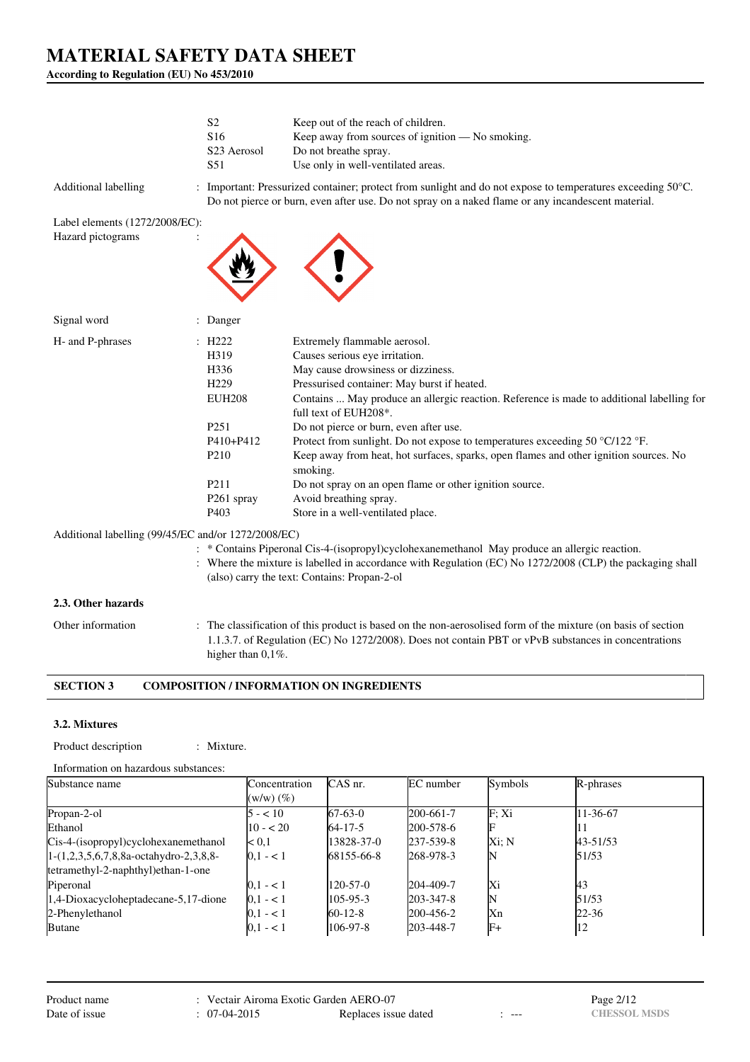| | | |
|---|---|---|
| | S2 | Keep out of the reach of children. |
| | S16 | Keep away from sources of ignition — No smoking. |
| | S23 Aerosol | Do not breathe spray. |
| | S51 | Use only in well-ventilated areas. |

Additional labelling : Important: Pressurized container; protect from sunlight and do not expose to temperatures exceeding 50°C. Do not pierce or burn, even after use. Do not spray on a naked flame or any incandescent material.

Label elements (1272/2008/EC):

Hazard pictograms :

Signal word : Danger

| H- and P-phrases | | |
|---|---|---|
| | H222 | Extremely flammable aerosol. |
| | H319 | Causes serious eye irritation. |
| | H336 | May cause drowsiness or dizziness. |
| | H229 | Pressurised container: May burst if heated. |
| | EUH208 | Contains ... May produce an allergic reaction. Reference is made to additional labelling for full text of EUH208*. |
| | P251 | Do not pierce or burn, even after use. |
| | P410+P412 | Protect from sunlight. Do not expose to temperatures exceeding 50 °C/122 °F. |
| | P210 | Keep away from heat, hot surfaces, sparks, open flames and other ignition sources. No smoking. |
| | P211 | Do not spray on an open flame or other ignition source. |
| | P261 spray | Avoid breathing spray. |
| | P403 | Store in a well-ventilated place. |

Additional labelling (99/45/EC and/or 1272/2008/EC)

: * Contains Piperonal Cis-4-(isopropyl)cyclohexanemethanol May produce an allergic reaction.

: Where the mixture is labelled in accordance with Regulation (EC) No 1272/2008 (CLP) the packaging shall (also) carry the text: Contains: Propan-2-ol

### 2.3. Other hazards

Other information : The classification of this product is based on the non-aerosolised form of the mixture (on basis of section 1.1.3.7. of Regulation (EC) No 1272/2008). Does not contain PBT or vPvB substances in concentrations higher than 0,1%.

## SECTION 3 COMPOSITION / INFORMATION ON INGREDIENTS

### 3.2. Mixtures

Product description : Mixture.

Information on hazardous substances:

| Substance name | Concentration (w/w) (%) | CAS nr. | EC number | Symbols | R-phrases |
|---|---|---|---|---|---|
| Propan-2-ol | 5 - < 10 | 67-63-0 | 200-661-7 | F; Xi | 11-36-67 |
| Ethanol | 10 - < 20 | 64-17-5 | 200-578-6 | F | 11 |
| Cis-4-(isopropyl)cyclohexanemethanol | < 0,1 | 13828-37-0 | 237-539-8 | Xi; N | 43-51/53 |
| 1-(1,2,3,5,6,7,8,8a-octahydro-2,3,8,8-tetramethyl-2-naphthyl)ethan-1-one | 0,1 - < 1 | 68155-66-8 | 268-978-3 | N | 51/53 |
| Piperonal | 0,1 - < 1 | 120-57-0 | 204-409-7 | Xi | 43 |
| 1,4-Dioxacycloheptadecane-5,17-dione | 0,1 - < 1 | 105-95-3 | 203-347-8 | N | 51/53 |
| 2-Phenylethanol | 0,1 - < 1 | 60-12-8 | 200-456-2 | Xn | 22-36 |
| Butane | 0,1 - < 1 | 106-97-8 | 203-448-7 | F+ | 12 |

Product name : Vectair Airoma Exotic Garden AERO-07
Date of issue : 07-04-2015 Replaces issue dated : ---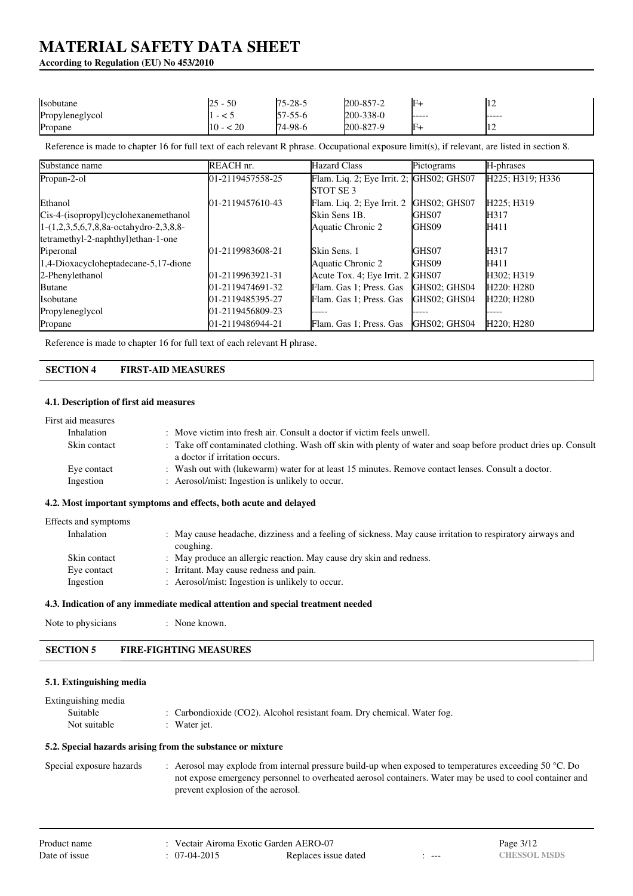| Isobutane | 25 - 50 | 75-28-5 | 200-857-2 | F+ | 12 |
|---|---|---|---|---|---|
| Propyleneglycol | 1 - < 5 | 57-55-6 | 200-338-0 | ----- | ----- |
| Propane | 10 - < 20 | 74-98-6 | 200-827-9 | F+ | 12 |

Reference is made to chapter 16 for full text of each relevant R phrase. Occupational exposure limit(s), if relevant, are listed in section 8.

| Substance name | REACH nr. | Hazard Class | Pictograms | H-phrases |
|---|---|---|---|---|
| Propan-2-ol | 01-2119457558-25 | Flam. Liq. 2; Eye Irrit. 2; STOT SE 3 | GHS02; GHS07 | H225; H319; H336 |
| Ethanol | 01-2119457610-43 | Flam. Liq. 2; Eye Irrit. 2 | GHS02; GHS07 | H225; H319 |
| Cis-4-(isopropyl)cyclohexanemethanol | | Skin Sens 1B. | GHS07 | H317 |
| 1-(1,2,3,5,6,7,8,8a-octahydro-2,3,8,8-tetramethyl-2-naphthyl)ethan-1-one | | Aquatic Chronic 2 | GHS09 | H411 |
| Piperonal | 01-2119983608-21 | Skin Sens. 1 | GHS07 | H317 |
| 1,4-Dioxacycloheptadecane-5,17-dione | | Aquatic Chronic 2 | GHS09 | H411 |
| 2-Phenylethanol | 01-2119963921-31 | Acute Tox. 4; Eye Irrit. 2 | GHS07 | H302; H319 |
| Butane | 01-2119474691-32 | Flam. Gas 1; Press. Gas | GHS02; GHS04 | H220; H280 |
| Isobutane | 01-2119485395-27 | Flam. Gas 1; Press. Gas | GHS02; GHS04 | H220; H280 |
| Propyleneglycol | 01-2119456809-23 | ----- | ----- | ----- |
| Propane | 01-2119486944-21 | Flam. Gas 1; Press. Gas | GHS02; GHS04 | H220; H280 |

Reference is made to chapter 16 for full text of each relevant H phrase.

## SECTION 4 FIRST-AID MEASURES

### 4.1. Description of first aid measures

First aid measures

- Inhalation : Move victim into fresh air. Consult a doctor if victim feels unwell.
- Skin contact : Take off contaminated clothing. Wash off skin with plenty of water and soap before product dries up. Consult a doctor if irritation occurs.
- Eye contact : Wash out with (lukewarm) water for at least 15 minutes. Remove contact lenses. Consult a doctor.
- Ingestion : Aerosol/mist: Ingestion is unlikely to occur.

### 4.2. Most important symptoms and effects, both acute and delayed

Effects and symptoms

- Inhalation : May cause headache, dizziness and a feeling of sickness. May cause irritation to respiratory airways and coughing.
- Skin contact : May produce an allergic reaction. May cause dry skin and redness.
- Eye contact : Irritant. May cause redness and pain.
- Ingestion : Aerosol/mist: Ingestion is unlikely to occur.

### 4.3. Indication of any immediate medical attention and special treatment needed

Note to physicians : None known.

## SECTION 5 FIRE-FIGHTING MEASURES

### 5.1. Extinguishing media

Extinguishing media

- Suitable : Carbondioxide ($CO_2$). Alcohol resistant foam. Dry chemical. Water fog.
- Not suitable : Water jet.

### 5.2. Special hazards arising from the substance or mixture

Special exposure hazards : Aerosol may explode from internal pressure build-up when exposed to temperatures exceeding 50 °C. Do not expose emergency personnel to overheated aerosol containers. Water may be used to cool container and prevent explosion of the aerosol.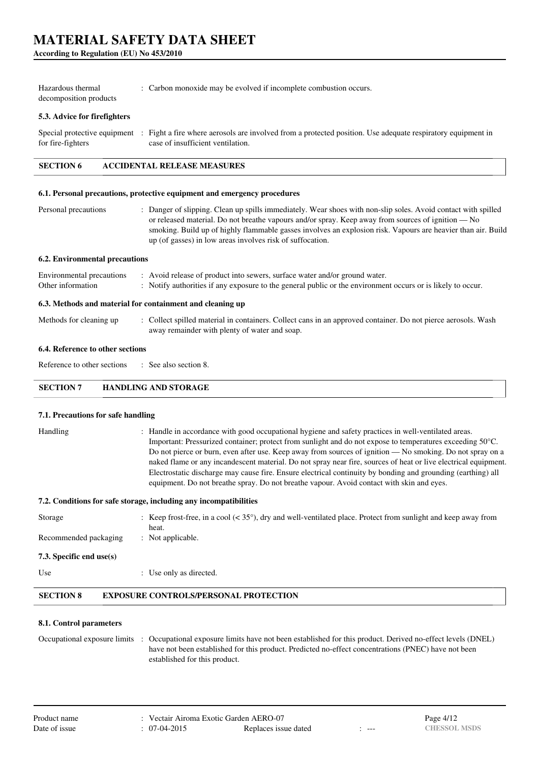| | |
|---|---|
| Hazardous thermal decomposition products | : Carbon monoxide may be evolved if incomplete combustion occurs. |

### 5.3. Advice for firefighters

| | |
|---|---|
| Special protective equipment for fire-fighters | : Fight a fire where aerosols are involved from a protected position. Use adequate respiratory equipment in case of insufficient ventilation. |

## SECTION 6 ACCIDENTAL RELEASE MEASURES

### 6.1. Personal precautions, protective equipment and emergency procedures

| | |
|---|---|
| Personal precautions | : Danger of slipping. Clean up spills immediately. Wear shoes with non-slip soles. Avoid contact with spilled or released material. Do not breathe vapours and/or spray. Keep away from sources of ignition — No smoking. Build up of highly flammable gasses involves an explosion risk. Vapours are heavier than air. Build up (of gasses) in low areas involves risk of suffocation. |

### 6.2. Environmental precautions

| | |
|---|---|
| Environmental precautions | : Avoid release of product into sewers, surface water and/or ground water. |
| Other information | : Notify authorities if any exposure to the general public or the environment occurs or is likely to occur. |

### 6.3. Methods and material for containment and cleaning up

| | |
|---|---|
| Methods for cleaning up | : Collect spilled material in containers. Collect cans in an approved container. Do not pierce aerosols. Wash away remainder with plenty of water and soap. |

### 6.4. Reference to other sections

| | |
|---|---|
| Reference to other sections | : See also section 8. |

## SECTION 7 HANDLING AND STORAGE

### 7.1. Precautions for safe handling

| | |
|---|---|
| Handling | : Handle in accordance with good occupational hygiene and safety practices in well-ventilated areas. Important: Pressurized container; protect from sunlight and do not expose to temperatures exceeding 50°C. Do not pierce or burn, even after use. Keep away from sources of ignition — No smoking. Do not spray on a naked flame or any incandescent material. Do not spray near fire, sources of heat or live electrical equipment. Electrostatic discharge may cause fire. Ensure electrical continuity by bonding and grounding (earthing) all equipment. Do not breathe spray. Do not breathe vapour. Avoid contact with skin and eyes. |

### 7.2. Conditions for safe storage, including any incompatibilities

| | |
|---|---|
| Storage | : Keep frost-free, in a cool (< 35°), dry and well-ventilated place. Protect from sunlight and keep away from heat. |
| Recommended packaging | : Not applicable. |

### 7.3. Specific end use(s)

| | |
|---|---|
| Use | : Use only as directed. |

## SECTION 8 EXPOSURE CONTROLS/PERSONAL PROTECTION

### 8.1. Control parameters

| | |
|---|---|
| Occupational exposure limits | : Occupational exposure limits have not been established for this product. Derived no-effect levels (DNEL) have not been established for this product. Predicted no-effect concentrations (PNEC) have not been established for this product. |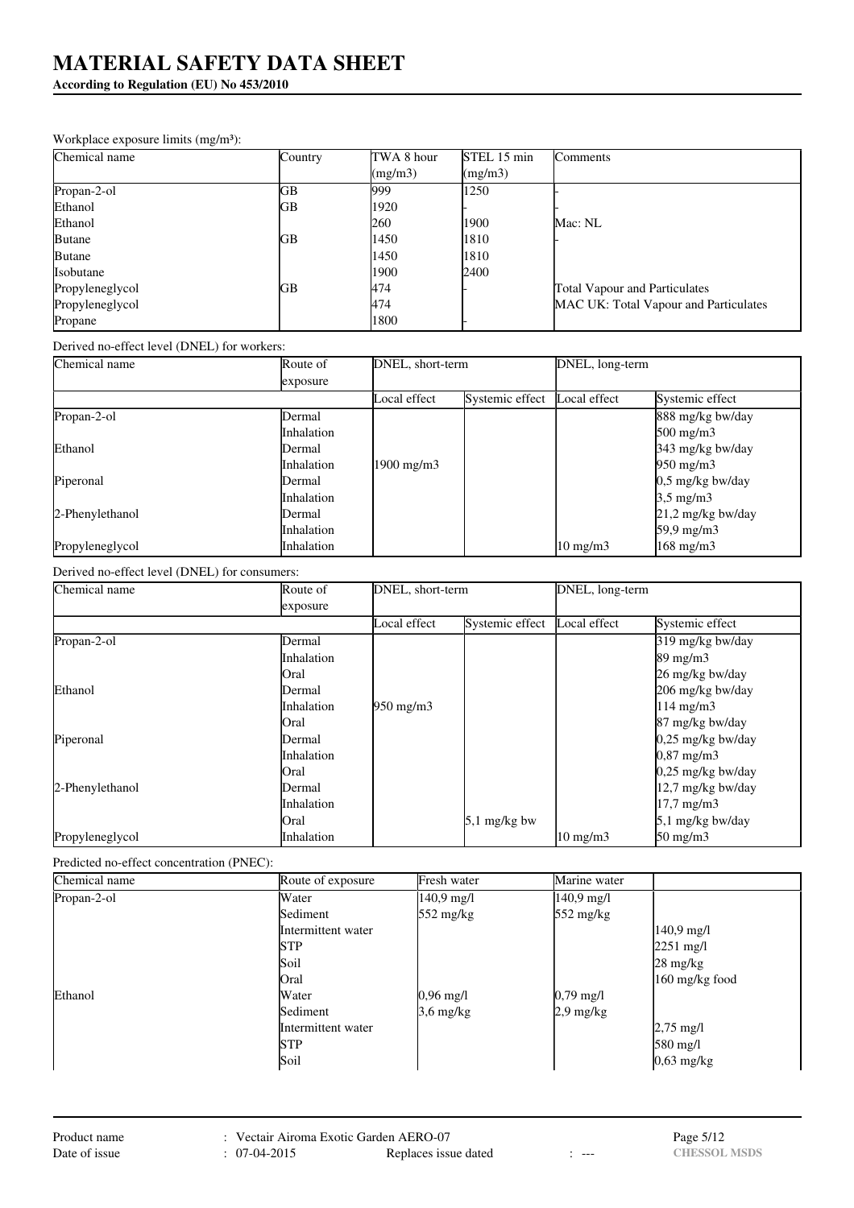Workplace exposure limits (mg/m³):

| Chemical name | Country | TWA 8 hour (mg/m3) | STEL 15 min (mg/m3) | Comments |
|---|---|---|---|---|
| Propan-2-ol | GB | 999 | 1250 | - |
| Ethanol | GB | 1920 | - | - |
| Ethanol | | 260 | 1900 | Mac: NL |
| Butane | GB | 1450 | 1810 | - |
| Butane | | 1450 | 1810 | |
| Isobutane | | 1900 | 2400 | |
| Propyleneglycol | GB | 474 | - | Total Vapour and Particulates |
| Propyleneglycol | | 474 | | MAC UK: Total Vapour and Particulates |
| Propane | | 1800 | - | |

Derived no-effect level (DNEL) for workers:

| Chemical name | Route of exposure | DNEL, short-term | | DNEL, long-term | |
|---|---|---|---|---|---|
| | | Local effect | Systemic effect | Local effect | Systemic effect |
| Propan-2-ol | Dermal | | | | 888 mg/kg bw/day |
| | Inhalation | | | | 500 mg/m3 |
| Ethanol | Dermal | | | | 343 mg/kg bw/day |
| | Inhalation | 1900 mg/m3 | | | 950 mg/m3 |
| Piperonal | Dermal | | | | 0,5 mg/kg bw/day |
| | Inhalation | | | | 3,5 mg/m3 |
| 2-Phenylethanol | Dermal | | | | 21,2 mg/kg bw/day |
| | Inhalation | | | | 59,9 mg/m3 |
| Propyleneglycol | Inhalation | | | 10 mg/m3 | 168 mg/m3 |

Derived no-effect level (DNEL) for consumers:

| Chemical name | Route of exposure | DNEL, short-term | | DNEL, long-term | |
|---|---|---|---|---|---|
| | | Local effect | Systemic effect | Local effect | Systemic effect |
| Propan-2-ol | Dermal | | | | 319 mg/kg bw/day |
| | Inhalation | | | | 89 mg/m3 |
| | Oral | | | | 26 mg/kg bw/day |
| Ethanol | Dermal | | | | 206 mg/kg bw/day |
| | Inhalation | 950 mg/m3 | | | 114 mg/m3 |
| | Oral | | | | 87 mg/kg bw/day |
| Piperonal | Dermal | | | | 0,25 mg/kg bw/day |
| | Inhalation | | | | 0,87 mg/m3 |
| | Oral | | | | 0,25 mg/kg bw/day |
| 2-Phenylethanol | Dermal | | | | 12,7 mg/kg bw/day |
| | Inhalation | | | | 17,7 mg/m3 |
| | Oral | | 5,1 mg/kg bw | | 5,1 mg/kg bw/day |
| Propyleneglycol | Inhalation | | | 10 mg/m3 | 50 mg/m3 |

Predicted no-effect concentration (PNEC):

| Chemical name | Route of exposure | Fresh water | Marine water | |
|---|---|---|---|---|
| Propan-2-ol | Water | 140,9 mg/l | 140,9 mg/l | |
| | Sediment | 552 mg/kg | 552 mg/kg | |
| | Intermittent water | | | 140,9 mg/l |
| | STP | | | 2251 mg/l |
| | Soil | | | 28 mg/kg |
| | Oral | | | 160 mg/kg food |
| Ethanol | Water | 0,96 mg/l | 0,79 mg/l | |
| | Sediment | 3,6 mg/kg | 2,9 mg/kg | |
| | Intermittent water | | | 2,75 mg/l |
| | STP | | | 580 mg/l |
| | Soil | | | 0,63 mg/kg |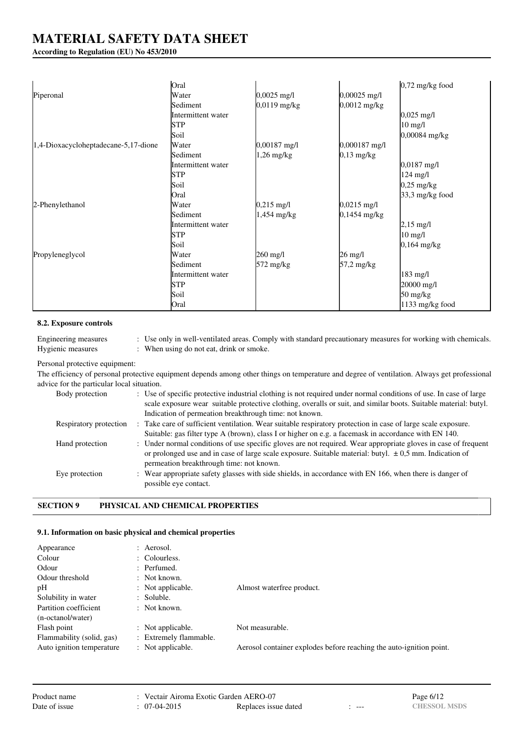# MATERIAL SAFETY DATA SHEET

**According to Regulation (EU) No 453/2010**

| | | | | |
|---|---|---|---|---|
| | Oral | | | 0,72 mg/kg food |
| Piperonal | Water | 0,0025 mg/l | 0,00025 mg/l | |
| | Sediment | 0,0119 mg/kg | 0,0012 mg/kg | |
| | Intermittent water | | | 0,025 mg/l |
| | STP | | | 10 mg/l |
| | Soil | | | 0,00084 mg/kg |
| 1,4-Dioxacycloheptadecane-5,17-dione | Water | 0,00187 mg/l | 0,000187 mg/l | |
| | Sediment | 1,26 mg/kg | 0,13 mg/kg | |
| | Intermittent water | | | 0,0187 mg/l |
| | STP | | | 124 mg/l |
| | Soil | | | 0,25 mg/kg |
| | Oral | | | 33,3 mg/kg food |
| 2-Phenylethanol | Water | 0,215 mg/l | 0,0215 mg/l | |
| | Sediment | 1,454 mg/kg | 0,1454 mg/kg | |
| | Intermittent water | | | 2,15 mg/l |
| | STP | | | 10 mg/l |
| | Soil | | | 0,164 mg/kg |
| Propyleneglycol | Water | 260 mg/l | 26 mg/l | |
| | Sediment | 572 mg/kg | 57,2 mg/kg | |
| | Intermittent water | | | 183 mg/l |
| | STP | | | 20000 mg/l |
| | Soil | | | 50 mg/kg |
| | Oral | | | 1133 mg/kg food |

### 8.2. Exposure controls

Engineering measures : Use only in well-ventilated areas. Comply with standard precautionary measures for working with chemicals.
Hygienic measures : When using do not eat, drink or smoke.

Personal protective equipment:
The efficiency of personal protective equipment depends among other things on temperature and degree of ventilation. Always get professional advice for the particular local situation.

Body protection : Use of specific protective industrial clothing is not required under normal conditions of use. In case of large scale exposure wear suitable protective clothing, overalls or suit, and similar boots. Suitable material: butyl. Indication of permeation breakthrough time: not known.

Respiratory protection : Take care of sufficient ventilation. Wear suitable respiratory protection in case of large scale exposure. Suitable: gas filter type A (brown), class I or higher on e.g. a facemask in accordance with EN 140.

Hand protection : Under normal conditions of use specific gloves are not required. Wear appropriate gloves in case of frequent or prolonged use and in case of large scale exposure. Suitable material: butyl. ± 0,5 mm. Indication of permeation breakthrough time: not known.

Eye protection : Wear appropriate safety glasses with side shields, in accordance with EN 166, when there is danger of possible eye contact.

## SECTION 9 PHYSICAL AND CHEMICAL PROPERTIES

### 9.1. Information on basic physical and chemical properties

| | | |
|---|---|---|
| Appearance | : Aerosol. | |
| Colour | : Colourless. | |
| Odour | : Perfumed. | |
| Odour threshold | : Not known. | |
| pH | : Not applicable. | Almost waterfree product. |
| Solubility in water | : Soluble. | |
| Partition coefficient (n-octanol/water) | : Not known. | |
| Flash point | : Not applicable. | Not measurable. |
| Flammability (solid, gas) | : Extremely flammable. | |
| Auto ignition temperature | : Not applicable. | Aerosol container explodes before reaching the auto-ignition point. |

Product name : Vectair Airoma Exotic Garden AERO-07
Date of issue : 07-04-2015 Replaces issue dated : ---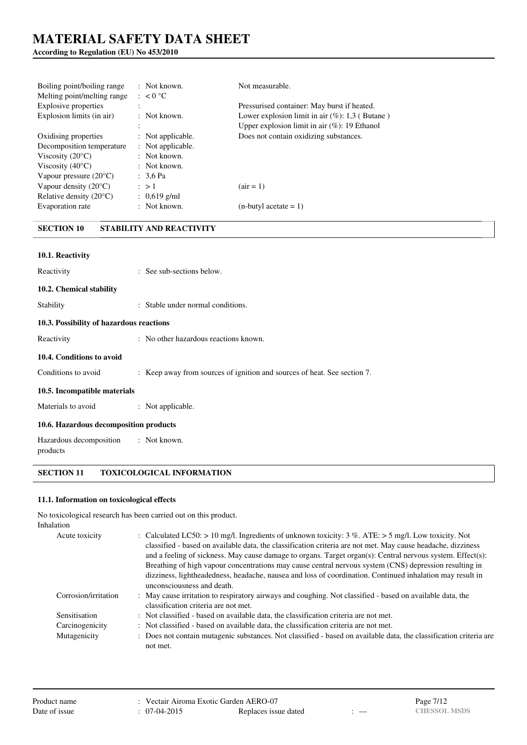| | | |
|---|---|---|
| Boiling point/boiling range | : Not known. | Not measurable. |
| Melting point/melting range | : < 0 °C | |
| Explosive properties | : | Pressurised container: May burst if heated. |
| Explosion limits (in air) | : Not known. | Lower explosion limit in air (%): 1,3 ( Butane ) |
| | : | Upper explosion limit in air (%): 19 Ethanol |
| Oxidising properties | : Not applicable. | Does not contain oxidizing substances. |
| Decomposition temperature | : Not applicable. | |
| Viscosity (20°C) | : Not known. | |
| Viscosity (40°C) | : Not known. | |
| Vapour pressure (20°C) | : 3,6 Pa | |
| Vapour density (20°C) | : > 1 | (air = 1) |
| Relative density (20°C) | : 0,619 g/ml | |
| Evaporation rate | : Not known. | (n-butyl acetate = 1) |

## SECTION 10 STABILITY AND REACTIVITY

### 10.1. Reactivity

Reactivity : See sub-sections below.

### 10.2. Chemical stability

Stability : Stable under normal conditions.

### 10.3. Possibility of hazardous reactions

Reactivity : No other hazardous reactions known.

### 10.4. Conditions to avoid

Conditions to avoid : Keep away from sources of ignition and sources of heat. See section 7.

### 10.5. Incompatible materials

Materials to avoid : Not applicable.

### 10.6. Hazardous decomposition products

Hazardous decomposition products : Not known.

## SECTION 11 TOXICOLOGICAL INFORMATION

### 11.1. Information on toxicological effects

No toxicological research has been carried out on this product.

Inhalation

| | |
|---|---|
| Acute toxicity | : Calculated LC50: > 10 mg/l. Ingredients of unknown toxicity: 3 %. ATE: > 5 mg/l. Low toxicity. Not classified - based on available data, the classification criteria are not met. May cause headache, dizziness and a feeling of sickness. May cause damage to organs. Target organ(s): Central nervous system. Effect(s): Breathing of high vapour concentrations may cause central nervous system (CNS) depression resulting in dizziness, lightheadedness, headache, nausea and loss of coordination. Continued inhalation may result in unconsciousness and death. |
| Corrosion/irritation | : May cause irritation to respiratory airways and coughing. Not classified - based on available data, the classification criteria are not met. |
| Sensitisation | : Not classified - based on available data, the classification criteria are not met. |
| Carcinogenicity | : Not classified - based on available data, the classification criteria are not met. |
| Mutagenicity | : Does not contain mutagenic substances. Not classified - based on available data, the classification criteria are not met. |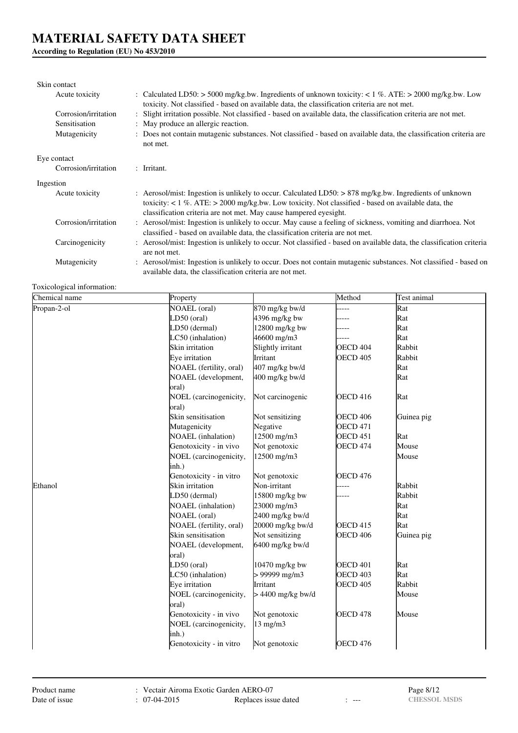Skin contact

| | |
|---|---|
| Acute toxicity | : Calculated LD50: > 5000 mg/kg.bw. Ingredients of unknown toxicity: < 1 %. ATE: > 2000 mg/kg.bw. Low toxicity. Not classified - based on available data, the classification criteria are not met. |
| Corrosion/irritation | : Slight irritation possible. Not classified - based on available data, the classification criteria are not met. |
| Sensitisation | : May produce an allergic reaction. |
| Mutagenicity | : Does not contain mutagenic substances. Not classified - based on available data, the classification criteria are not met. |

Eye contact

| | |
|---|---|
| Corrosion/irritation | : Irritant. |

Ingestion

| | |
|---|---|
| Acute toxicity | : Aerosol/mist: Ingestion is unlikely to occur. Calculated LD50: > 878 mg/kg.bw. Ingredients of unknown toxicity: < 1 %. ATE: > 2000 mg/kg.bw. Low toxicity. Not classified - based on available data, the classification criteria are not met. May cause hampered eyesight. |
| Corrosion/irritation | : Aerosol/mist: Ingestion is unlikely to occur. May cause a feeling of sickness, vomiting and diarrhoea. Not classified - based on available data, the classification criteria are not met. |
| Carcinogenicity | : Aerosol/mist: Ingestion is unlikely to occur. Not classified - based on available data, the classification criteria are not met. |
| Mutagenicity | : Aerosol/mist: Ingestion is unlikely to occur. Does not contain mutagenic substances. Not classified - based on available data, the classification criteria are not met. |

Toxicological information:

| Chemical name | Property | | Method | Test animal |
|---|---|---|---|---|
| Propan-2-ol | NOAEL (oral) | 870 mg/kg bw/d | ----- | Rat |
| | LD50 (oral) | 4396 mg/kg bw | ----- | Rat |
| | LD50 (dermal) | 12800 mg/kg bw | ----- | Rat |
| | LC50 (inhalation) | 46600 mg/m3 | ----- | Rat |
| | Skin irritation | Slightly irritant | OECD 404 | Rabbit |
| | Eye irritation | Irritant | OECD 405 | Rabbit |
| | NOAEL (fertility, oral) | 407 mg/kg bw/d | | Rat |
| | NOAEL (development, oral) | 400 mg/kg bw/d | | Rat |
| | NOEL (carcinogenicity, oral) | Not carcinogenic | OECD 416 | Rat |
| | Skin sensitisation | Not sensitizing | OECD 406 | Guinea pig |
| | Mutagenicity | Negative | OECD 471 | |
| | NOAEL (inhalation) | 12500 mg/m3 | OECD 451 | Rat |
| | Genotoxicity - in vivo | Not genotoxic | OECD 474 | Mouse |
| | NOEL (carcinogenicity, inh.) | 12500 mg/m3 | | Mouse |
| | Genotoxicity - in vitro | Not genotoxic | OECD 476 | |
| Ethanol | Skin irritation | Non-irritant | ----- | Rabbit |
| | LD50 (dermal) | 15800 mg/kg bw | ----- | Rabbit |
| | NOAEL (inhalation) | 23000 mg/m3 | | Rat |
| | NOAEL (oral) | 2400 mg/kg bw/d | | Rat |
| | NOAEL (fertility, oral) | 20000 mg/kg bw/d | OECD 415 | Rat |
| | Skin sensitisation | Not sensitizing | OECD 406 | Guinea pig |
| | NOAEL (development, oral) | 6400 mg/kg bw/d | | |
| | LD50 (oral) | 10470 mg/kg bw | OECD 401 | Rat |
| | LC50 (inhalation) | > 99999 mg/m3 | OECD 403 | Rat |
| | Eye irritation | Irritant | OECD 405 | Rabbit |
| | NOEL (carcinogenicity, oral) | > 4400 mg/kg bw/d | | Mouse |
| | Genotoxicity - in vivo | Not genotoxic | OECD 478 | Mouse |
| | NOEL (carcinogenicity, inh.) | 13 mg/m3 | | |
| | Genotoxicity - in vitro | Not genotoxic | OECD 476 | |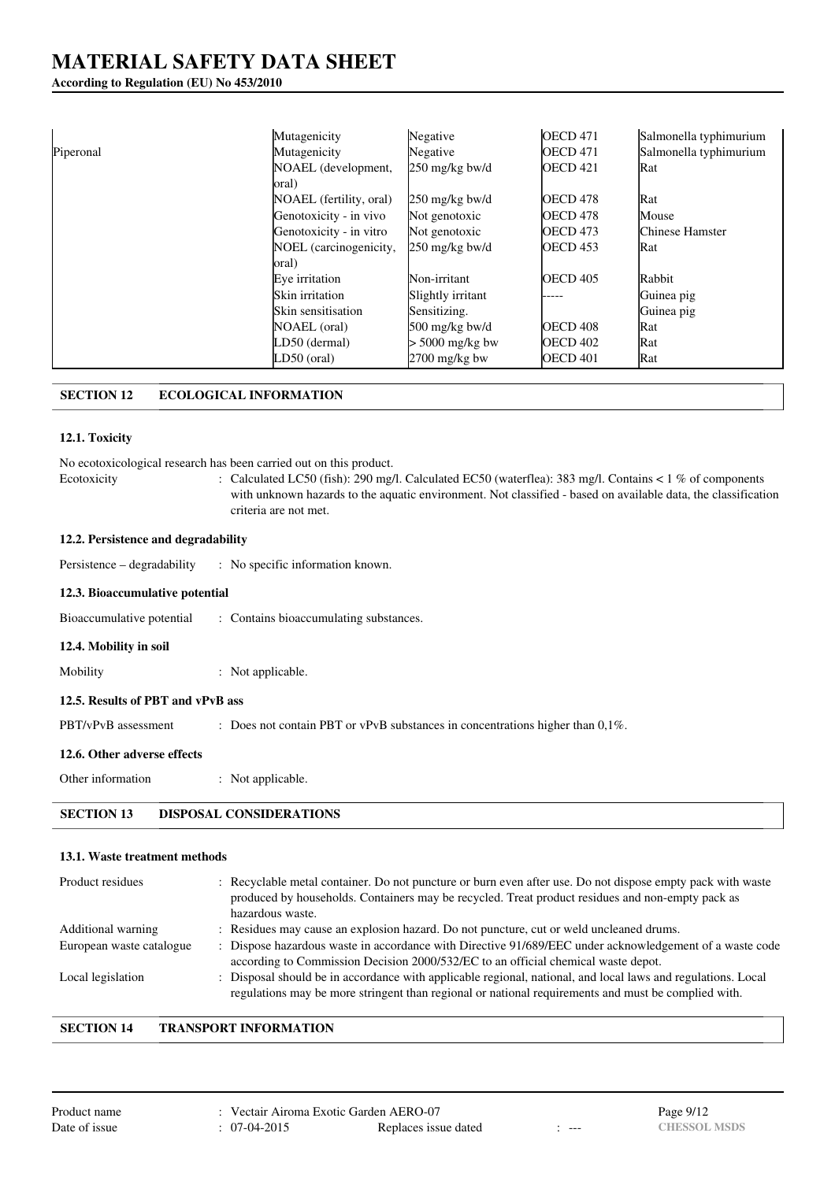| | | | | |
|---|---|---|---|---|
| | Mutagenicity | Negative | OECD 471 | Salmonella typhimurium |
| Piperonal | Mutagenicity | Negative | OECD 471 | Salmonella typhimurium |
| | NOAEL (development, oral) | 250 mg/kg bw/d | OECD 421 | Rat |
| | NOAEL (fertility, oral) | 250 mg/kg bw/d | OECD 478 | Rat |
| | Genotoxicity - in vivo | Not genotoxic | OECD 478 | Mouse |
| | Genotoxicity - in vitro | Not genotoxic | OECD 473 | Chinese Hamster |
| | NOEL (carcinogenicity, oral) | 250 mg/kg bw/d | OECD 453 | Rat |
| | Eye irritation | Non-irritant | OECD 405 | Rabbit |
| | Skin irritation | Slightly irritant | ----- | Guinea pig |
| | Skin sensitisation | Sensitizing. | | Guinea pig |
| | NOAEL (oral) | 500 mg/kg bw/d | OECD 408 | Rat |
| | LD50 (dermal) | > 5000 mg/kg bw | OECD 402 | Rat |
| | LD50 (oral) | 2700 mg/kg bw | OECD 401 | Rat |

## SECTION 12 ECOLOGICAL INFORMATION

### 12.1. Toxicity

No ecotoxicological research has been carried out on this product.

Ecotoxicity : Calculated LC50 (fish): 290 mg/l. Calculated EC50 (waterflea): 383 mg/l. Contains < 1 % of components with unknown hazards to the aquatic environment. Not classified - based on available data, the classification criteria are not met.

### 12.2. Persistence and degradability

Persistence – degradability : No specific information known.

### 12.3. Bioaccumulative potential

Bioaccumulative potential : Contains bioaccumulating substances.

### 12.4. Mobility in soil

Mobility : Not applicable.

### 12.5. Results of PBT and vPvB ass

PBT/vPvB assessment : Does not contain PBT or vPvB substances in concentrations higher than 0,1%.

### 12.6. Other adverse effects

Other information : Not applicable.

## SECTION 13 DISPOSAL CONSIDERATIONS

### 13.1. Waste treatment methods

Product residues : Recyclable metal container. Do not puncture or burn even after use. Do not dispose empty pack with waste produced by households. Containers may be recycled. Treat product residues and non-empty pack as hazardous waste.

Additional warning : Residues may cause an explosion hazard. Do not puncture, cut or weld uncleaned drums.

European waste catalogue : Dispose hazardous waste in accordance with Directive 91/689/EEC under acknowledgement of a waste code according to Commission Decision 2000/532/EC to an official chemical waste depot.

Local legislation : Disposal should be in accordance with applicable regional, national, and local laws and regulations. Local regulations may be more stringent than regional or national requirements and must be complied with.

## SECTION 14 TRANSPORT INFORMATION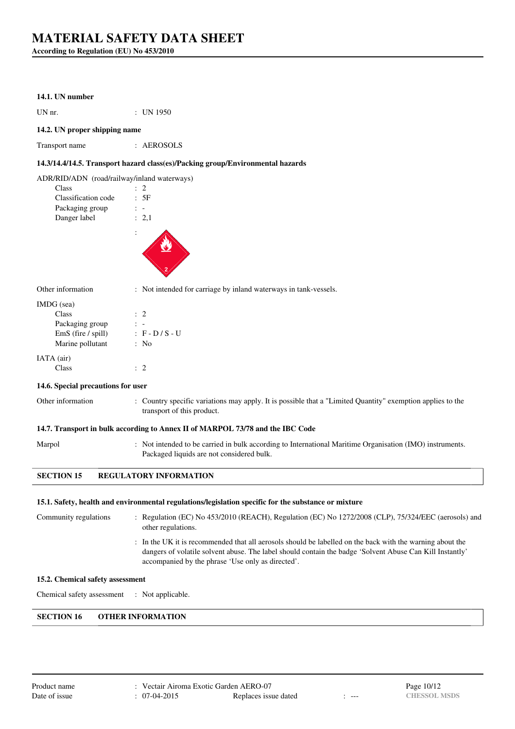### 14.1. UN number

UN nr. : UN 1950

### 14.2. UN proper shipping name

Transport name : AEROSOLS

### 14.3/14.4/14.5. Transport hazard class(es)/Packing group/Environmental hazards

ADR/RID/ADN (road/railway/inland waterways)

| | |
|---|---|
| Class | : 2 |
| Classification code | : 5F |
| Packaging group | : - |
| Danger label | : 2,1 |

Other information : Not intended for carriage by inland waterways in tank-vessels.

IMDG (sea)

| | |
|---|---|
| Class | : 2 |
| Packaging group | : - |
| EmS (fire / spill) | : F - D / S - U |
| Marine pollutant | : No |

IATA (air)

| | |
|---|---|
| Class | : 2 |

### 14.6. Special precautions for user

Other information : Country specific variations may apply. It is possible that a "Limited Quantity" exemption applies to the transport of this product.

### 14.7. Transport in bulk according to Annex II of MARPOL 73/78 and the IBC Code

Marpol : Not intended to be carried in bulk according to International Maritime Organisation (IMO) instruments. Packaged liquids are not considered bulk.

## SECTION 15 REGULATORY INFORMATION

### 15.1. Safety, health and environmental regulations/legislation specific for the substance or mixture

Community regulations : Regulation (EC) No 453/2010 (REACH), Regulation (EC) No 1272/2008 (CLP), 75/324/EEC (aerosols) and other regulations.

: In the UK it is recommended that all aerosols should be labelled on the back with the warning about the dangers of volatile solvent abuse. The label should contain the badge 'Solvent Abuse Can Kill Instantly' accompanied by the phrase 'Use only as directed'.

### 15.2. Chemical safety assessment

Chemical safety assessment : Not applicable.

## SECTION 16 OTHER INFORMATION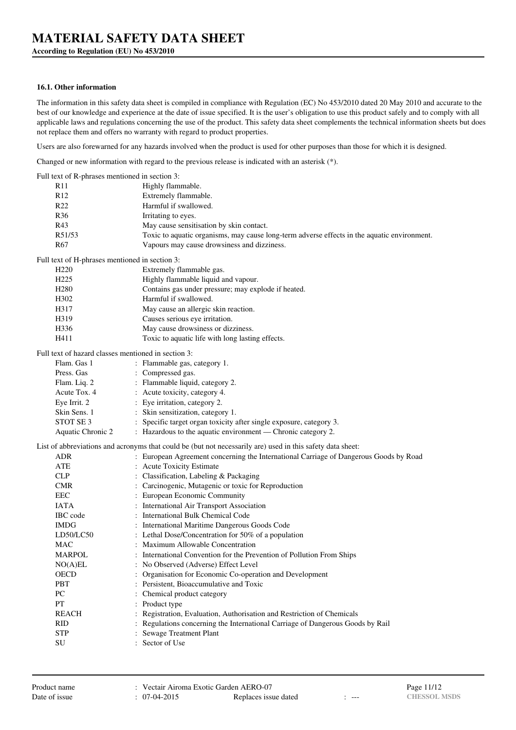### 16.1. Other information

The information in this safety data sheet is compiled in compliance with Regulation (EC) No 453/2010 dated 20 May 2010 and accurate to the best of our knowledge and experience at the date of issue specified. It is the user's obligation to use this product safely and to comply with all applicable laws and regulations concerning the use of the product. This safety data sheet complements the technical information sheets but does not replace them and offers no warranty with regard to product properties.

Users are also forewarned for any hazards involved when the product is used for other purposes than those for which it is designed.

Changed or new information with regard to the previous release is indicated with an asterisk (*).

Full text of R-phrases mentioned in section 3:

| | |
|---|---|
| R11 | Highly flammable. |
| R12 | Extremely flammable. |
| R22 | Harmful if swallowed. |
| R36 | Irritating to eyes. |
| R43 | May cause sensitisation by skin contact. |
| R51/53 | Toxic to aquatic organisms, may cause long-term adverse effects in the aquatic environment. |
| R67 | Vapours may cause drowsiness and dizziness. |

Full text of H-phrases mentioned in section 3:

| | |
|---|---|
| H220 | Extremely flammable gas. |
| H225 | Highly flammable liquid and vapour. |
| H280 | Contains gas under pressure; may explode if heated. |
| H302 | Harmful if swallowed. |
| H317 | May cause an allergic skin reaction. |
| H319 | Causes serious eye irritation. |
| H336 | May cause drowsiness or dizziness. |
| H411 | Toxic to aquatic life with long lasting effects. |

Full text of hazard classes mentioned in section 3:

| | |
|---|---|
| Flam. Gas 1 | : Flammable gas, category 1. |
| Press. Gas | : Compressed gas. |
| Flam. Liq. 2 | : Flammable liquid, category 2. |
| Acute Tox. 4 | : Acute toxicity, category 4. |
| Eye Irrit. 2 | : Eye irritation, category 2. |
| Skin Sens. 1 | : Skin sensitization, category 1. |
| STOT SE 3 | : Specific target organ toxicity after single exposure, category 3. |
| Aquatic Chronic 2 | : Hazardous to the aquatic environment — Chronic category 2. |

List of abbreviations and acronyms that could be (but not necessarily are) used in this safety data sheet:

| | |
|---|---|
| ADR | : European Agreement concerning the International Carriage of Dangerous Goods by Road |
| ATE | : Acute Toxicity Estimate |
| CLP | : Classification, Labeling & Packaging |
| CMR | : Carcinogenic, Mutagenic or toxic for Reproduction |
| EEC | : European Economic Community |
| IATA | : International Air Transport Association |
| IBC code | : International Bulk Chemical Code |
| IMDG | : International Maritime Dangerous Goods Code |
| LD50/LC50 | : Lethal Dose/Concentration for 50% of a population |
| MAC | : Maximum Allowable Concentration |
| MARPOL | : International Convention for the Prevention of Pollution From Ships |
| NO(A)EL | : No Observed (Adverse) Effect Level |
| OECD | : Organisation for Economic Co-operation and Development |
| PBT | : Persistent, Bioaccumulative and Toxic |
| PC | : Chemical product category |
| PT | : Product type |
| REACH | : Registration, Evaluation, Authorisation and Restriction of Chemicals |
| RID | : Regulations concerning the International Carriage of Dangerous Goods by Rail |
| STP | : Sewage Treatment Plant |
| SU | : Sector of Use |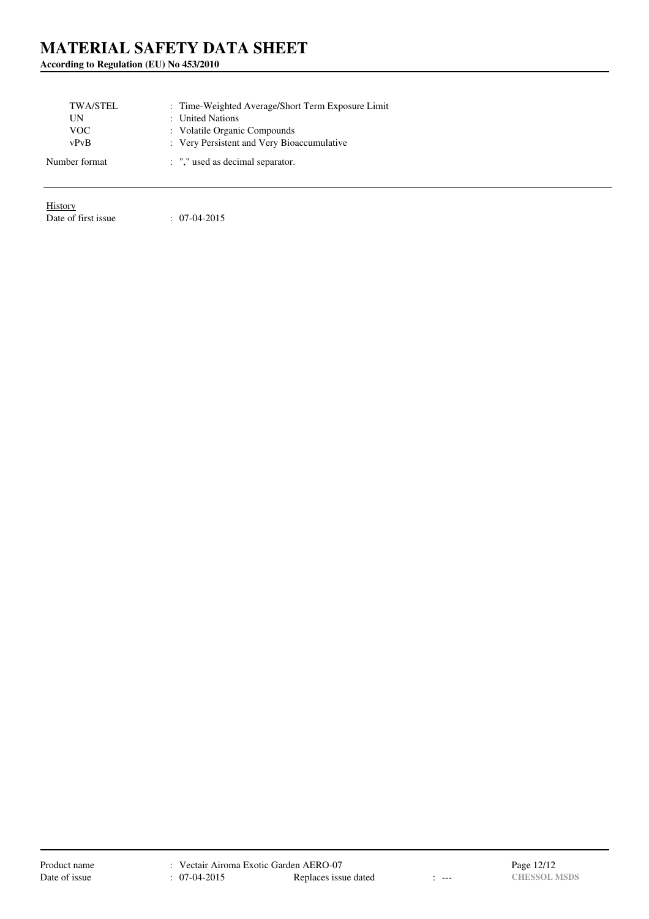| | |
|---|---|
| TWA/STEL | : Time-Weighted Average/Short Term Exposure Limit |
| UN | : United Nations |
| VOC | : Volatile Organic Compounds |
| vPvB | : Very Persistent and Very Bioaccumulative |
| Number format | : "," used as decimal separator. |

History

Date of first issue : 07-04-2015